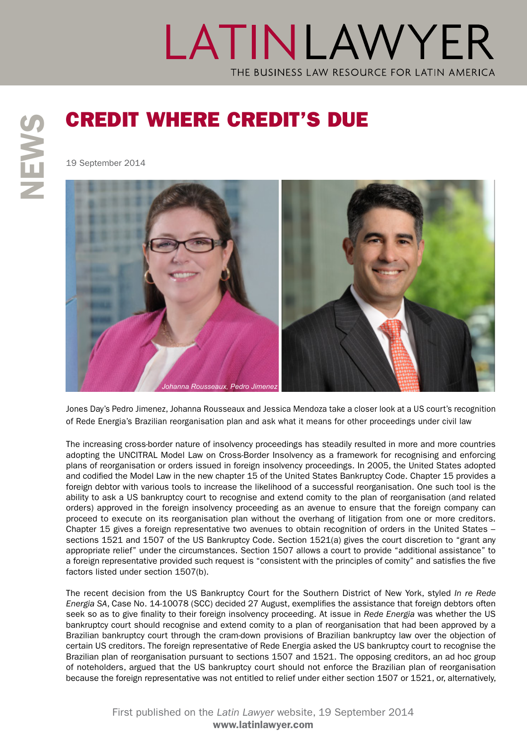# CREDIT WHERE CREDIT'S DUE

19 September 2014

*Johanna Rousseaux, Pedro Jimenez*

Jones Day's Pedro Jimenez, Johanna Rousseaux and Jessica Mendoza take a closer look at a US court's recognition of Rede Energia's Brazilian reorganisation plan and ask what it means for other proceedings under civil law

The increasing cross-border nature of insolvency proceedings has steadily resulted in more and more countries adopting the UNCITRAL Model Law on Cross-Border Insolvency as a framework for recognising and enforcing plans of reorganisation or orders issued in foreign insolvency proceedings. In 2005, the United States adopted and codified the Model Law in the new chapter 15 of the United States Bankruptcy Code. Chapter 15 provides a foreign debtor with various tools to increase the likelihood of a successful reorganisation. One such tool is the ability to ask a US bankruptcy court to recognise and extend comity to the plan of reorganisation (and related orders) approved in the foreign insolvency proceeding as an avenue to ensure that the foreign company can proceed to execute on its reorganisation plan without the overhang of litigation from one or more creditors. Chapter 15 gives a foreign representative two avenues to obtain recognition of orders in the United States – sections 1521 and 1507 of the US Bankruptcy Code. Section 1521(a) gives the court discretion to "grant any appropriate relief" under the circumstances. Section 1507 allows a court to provide "additional assistance" to a foreign representative provided such request is "consistent with the principles of comity" and satisfies the five factors listed under section 1507(b).

The recent decision from the US Bankruptcy Court for the Southern District of New York, styled *In re Rede Energia SA*, Case No. 14-10078 (SCC) decided 27 August, exemplifies the assistance that foreign debtors often seek so as to give finality to their foreign insolvency proceeding. At issue in *Rede Energia* was whether the US bankruptcy court should recognise and extend comity to a plan of reorganisation that had been approved by a Brazilian bankruptcy court through the cram-down provisions of Brazilian bankruptcy law over the objection of certain US creditors. The foreign representative of Rede Energia asked the US bankruptcy court to recognise the Brazilian plan of reorganisation pursuant to sections 1507 and 1521. The opposing creditors, an ad hoc group of noteholders, argued that the US bankruptcy court should not enforce the Brazilian plan of reorganisation because the foreign representative was not entitled to relief under either section 1507 or 1521, or, alternatively,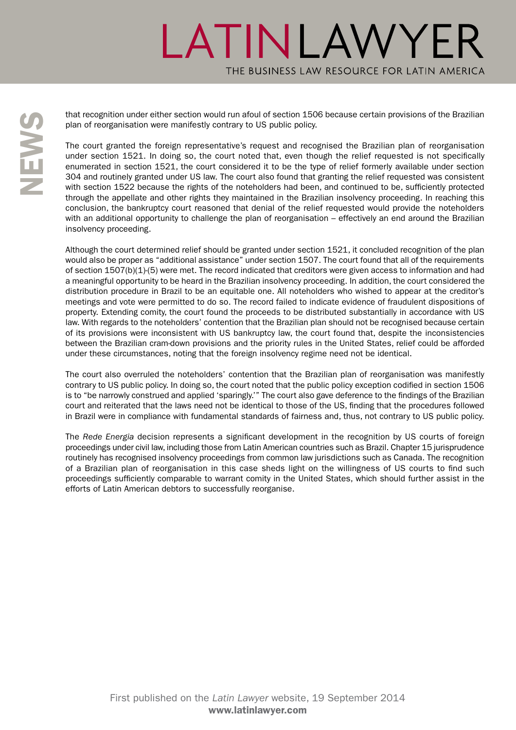that recognition under either section would run afoul of section 1506 because certain provisions of the Brazilian plan of reorganisation were manifestly contrary to US public policy.

The court granted the foreign representative's request and recognised the Brazilian plan of reorganisation under section 1521. In doing so, the court noted that, even though the relief requested is not specifically enumerated in section 1521, the court considered it to be the type of relief formerly available under section 304 and routinely granted under US law. The court also found that granting the relief requested was consistent with section 1522 because the rights of the noteholders had been, and continued to be, sufficiently protected through the appellate and other rights they maintained in the Brazilian insolvency proceeding. In reaching this conclusion, the bankruptcy court reasoned that denial of the relief requested would provide the noteholders with an additional opportunity to challenge the plan of reorganisation – effectively an end around the Brazilian insolvency proceeding.

Although the court determined relief should be granted under section 1521, it concluded recognition of the plan would also be proper as "additional assistance" under section 1507. The court found that all of the requirements of section 1507(b)(1)-(5) were met. The record indicated that creditors were given access to information and had a meaningful opportunity to be heard in the Brazilian insolvency proceeding. In addition, the court considered the distribution procedure in Brazil to be an equitable one. All noteholders who wished to appear at the creditor's meetings and vote were permitted to do so. The record failed to indicate evidence of fraudulent dispositions of property. Extending comity, the court found the proceeds to be distributed substantially in accordance with US law. With regards to the noteholders' contention that the Brazilian plan should not be recognised because certain of its provisions were inconsistent with US bankruptcy law, the court found that, despite the inconsistencies between the Brazilian cram-down provisions and the priority rules in the United States, relief could be afforded under these circumstances, noting that the foreign insolvency regime need not be identical.

The court also overruled the noteholders' contention that the Brazilian plan of reorganisation was manifestly contrary to US public policy. In doing so, the court noted that the public policy exception codified in section 1506 is to "be narrowly construed and applied 'sparingly.'" The court also gave deference to the findings of the Brazilian court and reiterated that the laws need not be identical to those of the US, finding that the procedures followed in Brazil were in compliance with fundamental standards of fairness and, thus, not contrary to US public policy.

The *Rede Energia* decision represents a significant development in the recognition by US courts of foreign proceedings under civil law, including those from Latin American countries such as Brazil. Chapter 15 jurisprudence routinely has recognised insolvency proceedings from common law jurisdictions such as Canada. The recognition of a Brazilian plan of reorganisation in this case sheds light on the willingness of US courts to find such proceedings sufficiently comparable to warrant comity in the United States, which should further assist in the efforts of Latin American debtors to successfully reorganise.